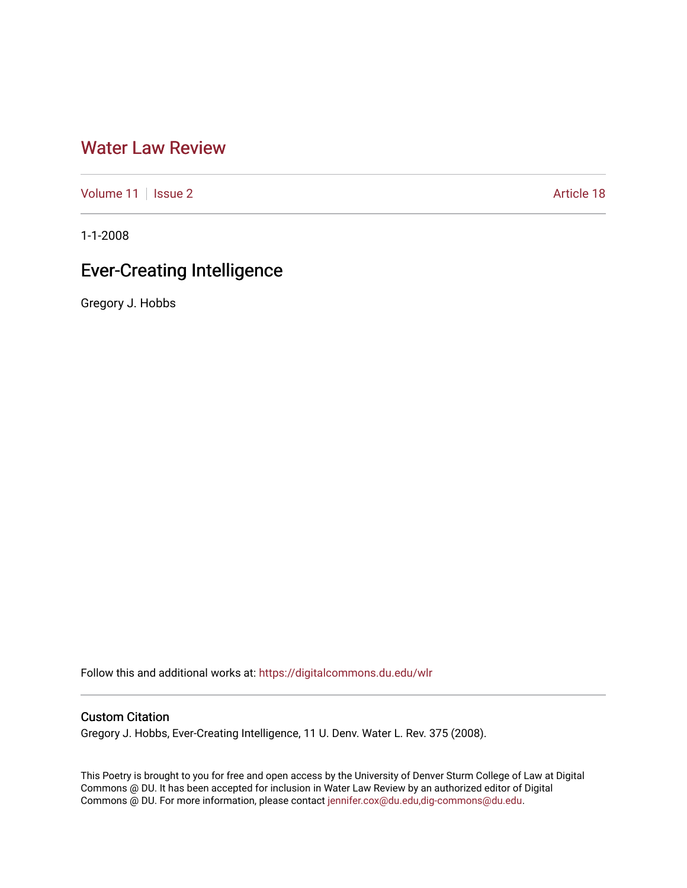# Water Law Review

Volume 11 | Issue 2 | Article 18

1-1-2008

## Ever-Creating Intelligence

Gregory J. Hobbs

Follow this and additional works at: https://digitalcommons.du.edu/wlr

### Custom Citation

Gregory J. Hobbs, Ever-Creating Intelligence, 11 U. Denv. Water L. Rev. 375 (2008).

This Poetry is brought to you for free and open access by the University of Denver Sturm College of Law at Digital Commons @ DU. It has been accepted for inclusion in Water Law Review by an authorized editor of Digital Commons @ DU. For more information, please contact jennifer.cox@du.edu,dig-commons@du.edu.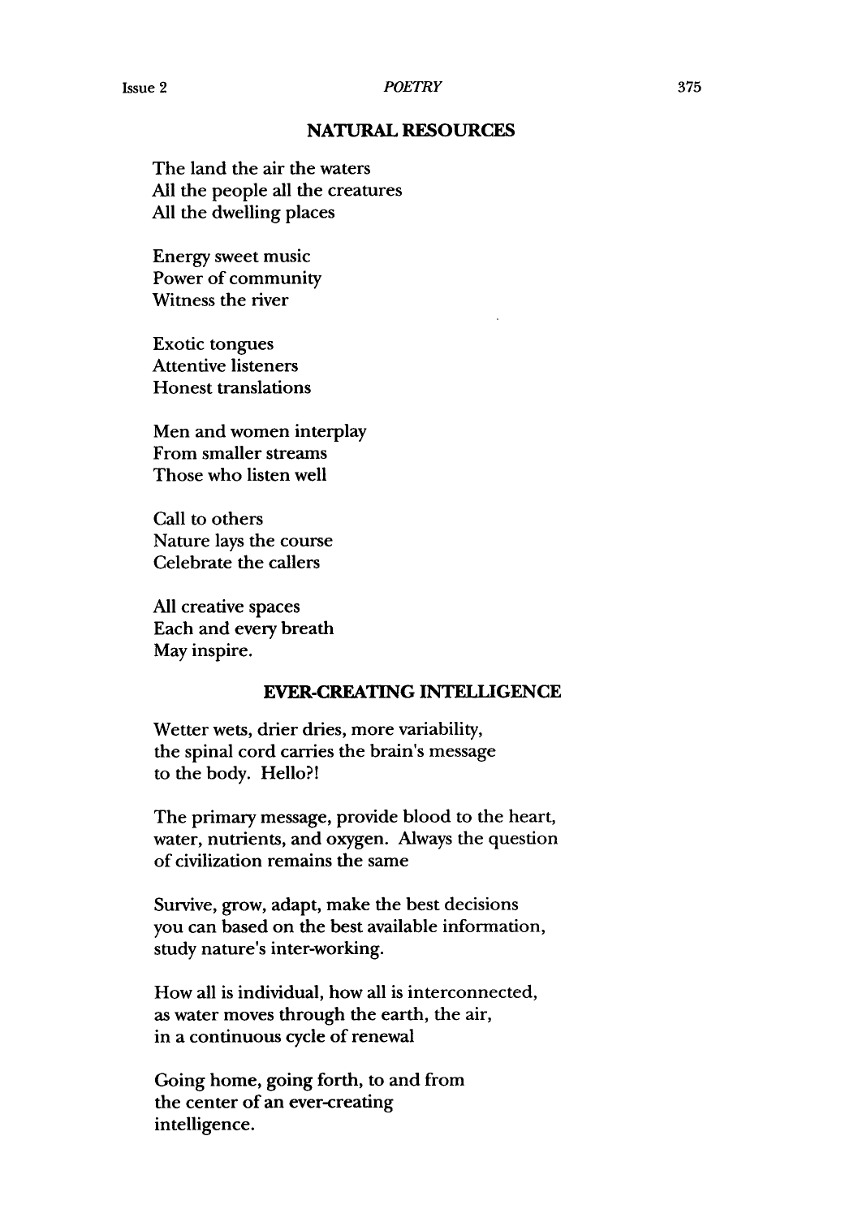## NATURAL RESOURCES

The land the air the waters  
All the people all the creatures  
All the dwelling places

Energy sweet music  
Power of community  
Witness the river

Exotic tongues  
Attentive listeners  
Honest translations

Men and women interplay  
From smaller streams  
Those who listen well

Call to others  
Nature lays the course  
Celebrate the callers

All creative spaces  
Each and every breath  
May inspire.

## EVER-CREATING INTELLIGENCE

Wetter wets, drier dries, more variability,  
the spinal cord carries the brain's message  
to the body. Hello?!

The primary message, provide blood to the heart,  
water, nutrients, and oxygen. Always the question  
of civilization remains the same

Survive, grow, adapt, make the best decisions  
you can based on the best available information,  
study nature's inter-working.

How all is individual, how all is interconnected,  
as water moves through the earth, the air,  
in a continuous cycle of renewal

Going home, going forth, to and from  
the center of an ever-creating  
intelligence.